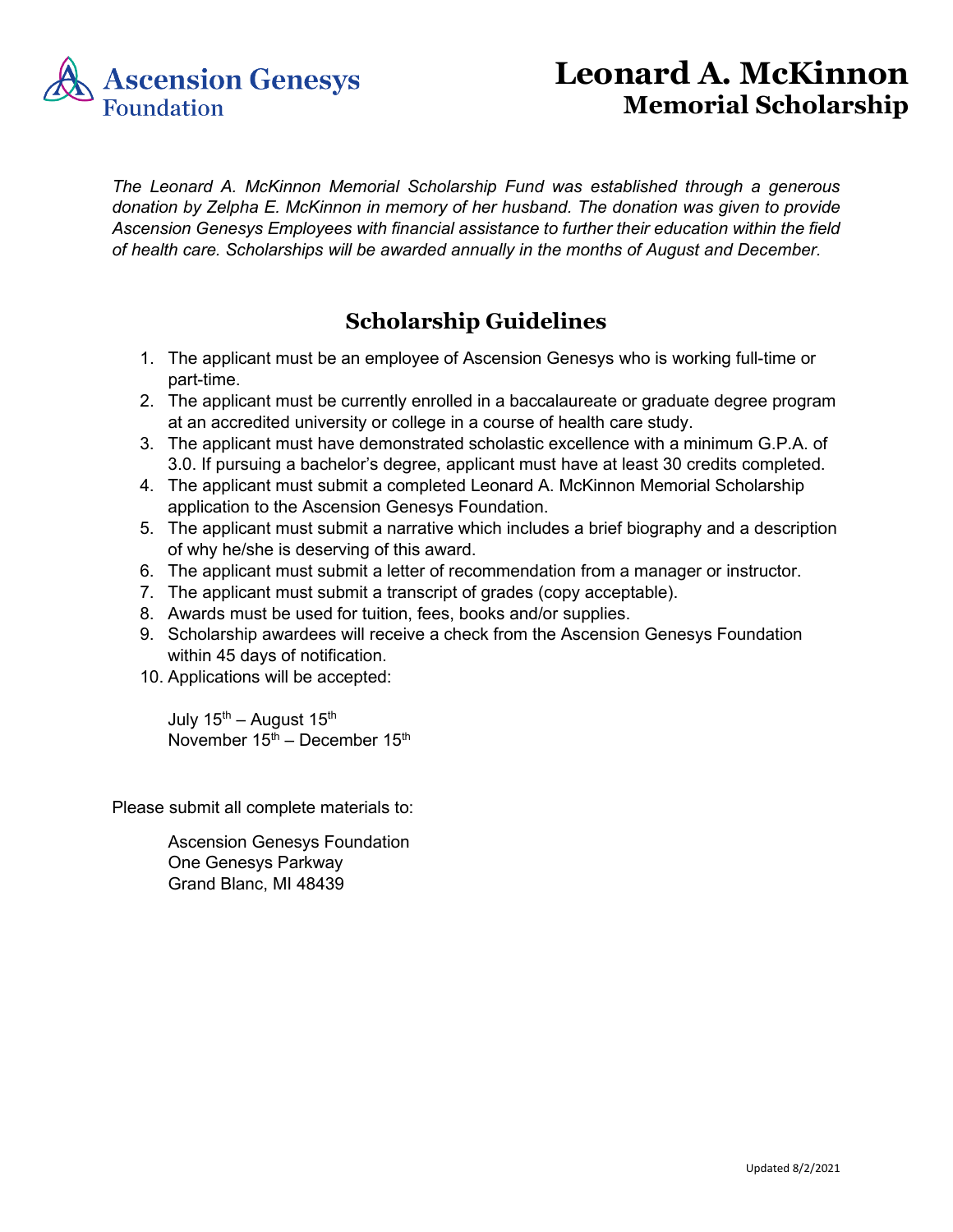Ascension Genesys Foundation

# Leonard A. McKinnon
## Memorial Scholarship

*The Leonard A. McKinnon Memorial Scholarship Fund was established through a generous donation by Zelpha E. McKinnon in memory of her husband. The donation was given to provide Ascension Genesys Employees with financial assistance to further their education within the field of health care. Scholarships will be awarded annually in the months of August and December.*

## Scholarship Guidelines

1. The applicant must be an employee of Ascension Genesys who is working full-time or part-time.
2. The applicant must be currently enrolled in a baccalaureate or graduate degree program at an accredited university or college in a course of health care study.
3. The applicant must have demonstrated scholastic excellence with a minimum G.P.A. of 3.0. If pursuing a bachelor's degree, applicant must have at least 30 credits completed.
4. The applicant must submit a completed Leonard A. McKinnon Memorial Scholarship application to the Ascension Genesys Foundation.
5. The applicant must submit a narrative which includes a brief biography and a description of why he/she is deserving of this award.
6. The applicant must submit a letter of recommendation from a manager or instructor.
7. The applicant must submit a transcript of grades (copy acceptable).
8. Awards must be used for tuition, fees, books and/or supplies.
9. Scholarship awardees will receive a check from the Ascension Genesys Foundation within 45 days of notification.
10. Applications will be accepted:

    July 15th – August 15th
    November 15th – December 15th

Please submit all complete materials to:

Ascension Genesys Foundation
One Genesys Parkway
Grand Blanc, MI 48439

Updated 8/2/2021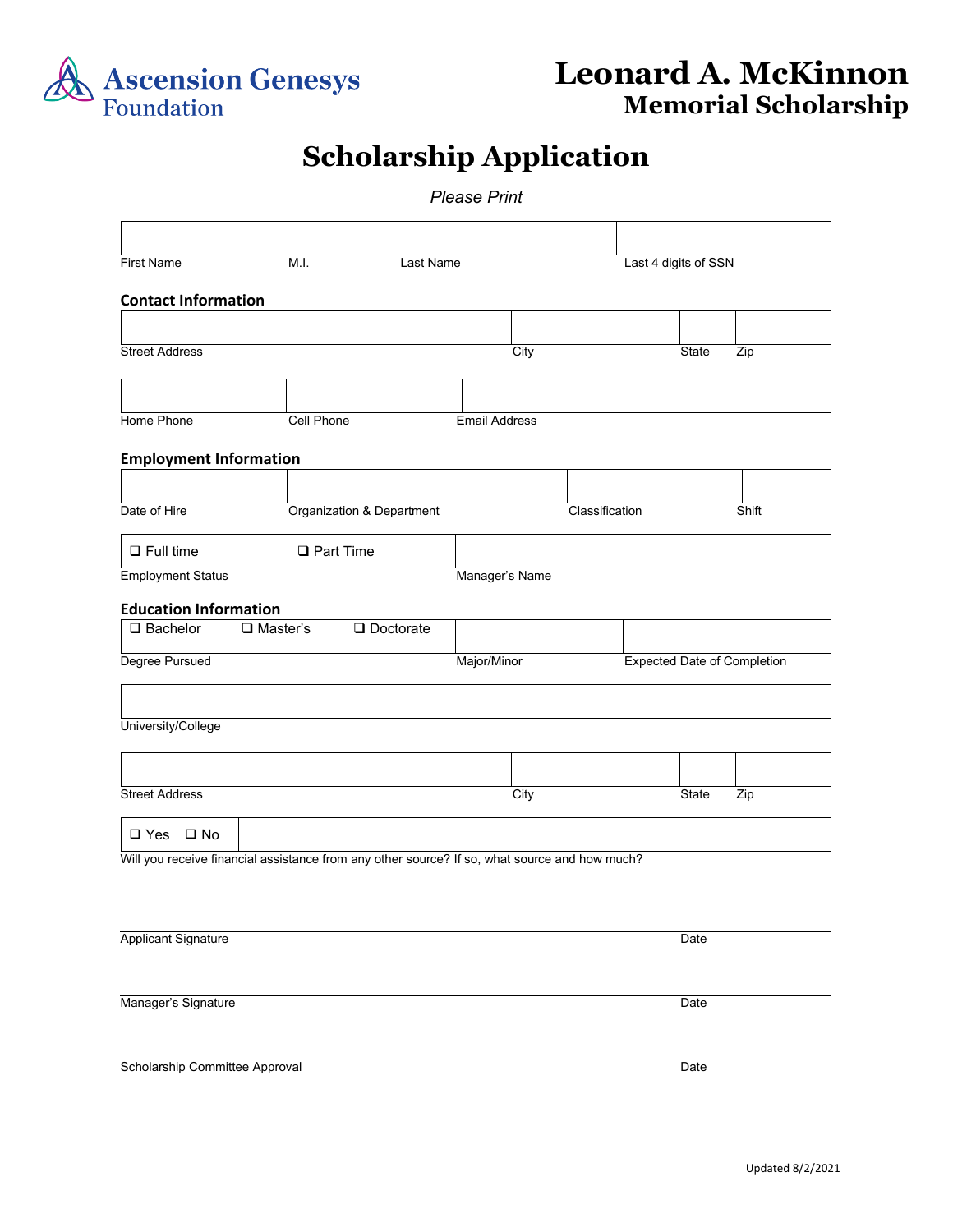Ascension Genesys Foundation

# Leonard A. McKinnon
## Memorial Scholarship

# Scholarship Application

*Please Print*

| | | | |
|---|---|---|---|
| First Name | M.I. | Last Name | Last 4 digits of SSN |

### Contact Information

| | | | |
|---|---|---|---|
| Street Address | City | State | Zip |

| | | |
|---|---|---|
| Home Phone | Cell Phone | Email Address |

### Employment Information

| | | | |
|---|---|---|---|
| Date of Hire | Organization & Department | Classification | Shift |

| | |
|---|---|
| ❑ Full time ❑ Part Time | |
| Employment Status | Manager's Name |

### Education Information

| | | |
|---|---|---|
| ❑ Bachelor ❑ Master's ❑ Doctorate | | |
| Degree Pursued | Major/Minor | Expected Date of Completion |

| |
|---|
| University/College |

| | | | |
|---|---|---|---|
| Street Address | City | State | Zip |

| | |
|---|---|
| ❑ Yes ❑ No | |

Will you receive financial assistance from any other source? If so, what source and how much?

Applicant Signature ____________________ Date ________

Manager's Signature ____________________ Date ________

Scholarship Committee Approval ____________________ Date ________

Updated 8/2/2021